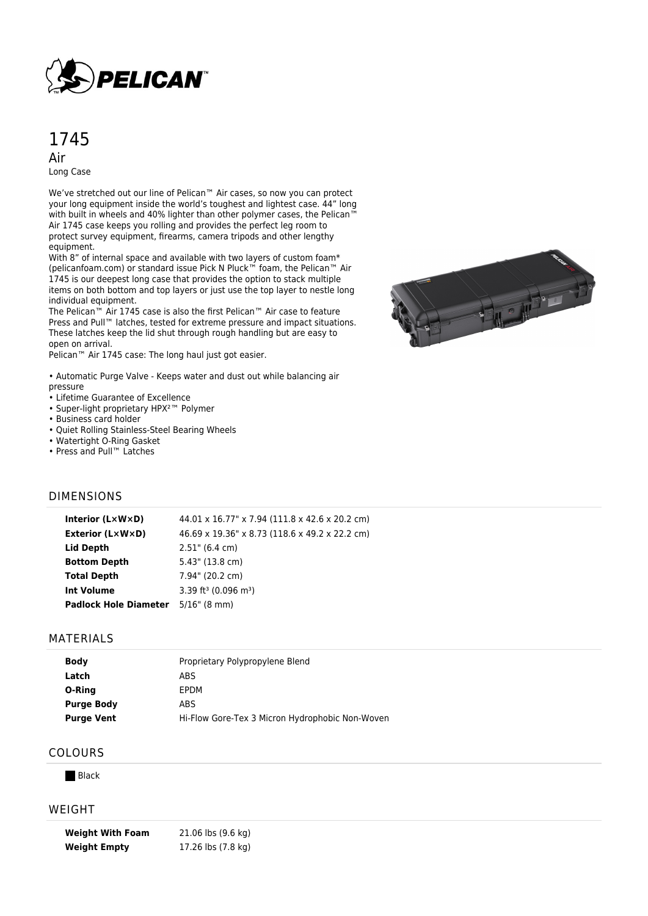# 1745

## Air

Long Case

We've stretched out our line of Pelican™ Air cases, so now you can protect your long equipment inside the world's toughest and lightest case. 44" long with built in wheels and 40% lighter than other polymer cases, the Pelican™ Air 1745 case keeps you rolling and provides the perfect leg room to protect survey equipment, firearms, camera tripods and other lengthy equipment.
With 8" of internal space and available with two layers of custom foam* (pelicanfoam.com) or standard issue Pick N Pluck™ foam, the Pelican™ Air 1745 is our deepest long case that provides the option to stack multiple items on both bottom and top layers or just use the top layer to nestle long individual equipment.
The Pelican™ Air 1745 case is also the first Pelican™ Air case to feature Press and Pull™ latches, tested for extreme pressure and impact situations. These latches keep the lid shut through rough handling but are easy to open on arrival.
Pelican™ Air 1745 case: The long haul just got easier.

- Automatic Purge Valve - Keeps water and dust out while balancing air pressure
- Lifetime Guarantee of Excellence
- Super-light proprietary HPX²™ Polymer
- Business card holder
- Quiet Rolling Stainless-Steel Bearing Wheels
- Watertight O-Ring Gasket
- Press and Pull™ Latches

## DIMENSIONS

| | |
|---|---|
| **Interior (L×W×D)** | 44.01 x 16.77" x 7.94 (111.8 x 42.6 x 20.2 cm) |
| **Exterior (L×W×D)** | 46.69 x 19.36" x 8.73 (118.6 x 49.2 x 22.2 cm) |
| **Lid Depth** | 2.51" (6.4 cm) |
| **Bottom Depth** | 5.43" (13.8 cm) |
| **Total Depth** | 7.94" (20.2 cm) |
| **Int Volume** | 3.39 ft³ (0.096 m³) |
| **Padlock Hole Diameter** | 5/16" (8 mm) |

## MATERIALS

| | |
|---|---|
| **Body** | Proprietary Polypropylene Blend |
| **Latch** | ABS |
| **O-Ring** | EPDM |
| **Purge Body** | ABS |
| **Purge Vent** | Hi-Flow Gore-Tex 3 Micron Hydrophobic Non-Woven |

## COLOURS

Black

## WEIGHT

| | |
|---|---|
| **Weight With Foam** | 21.06 lbs (9.6 kg) |
| **Weight Empty** | 17.26 lbs (7.8 kg) |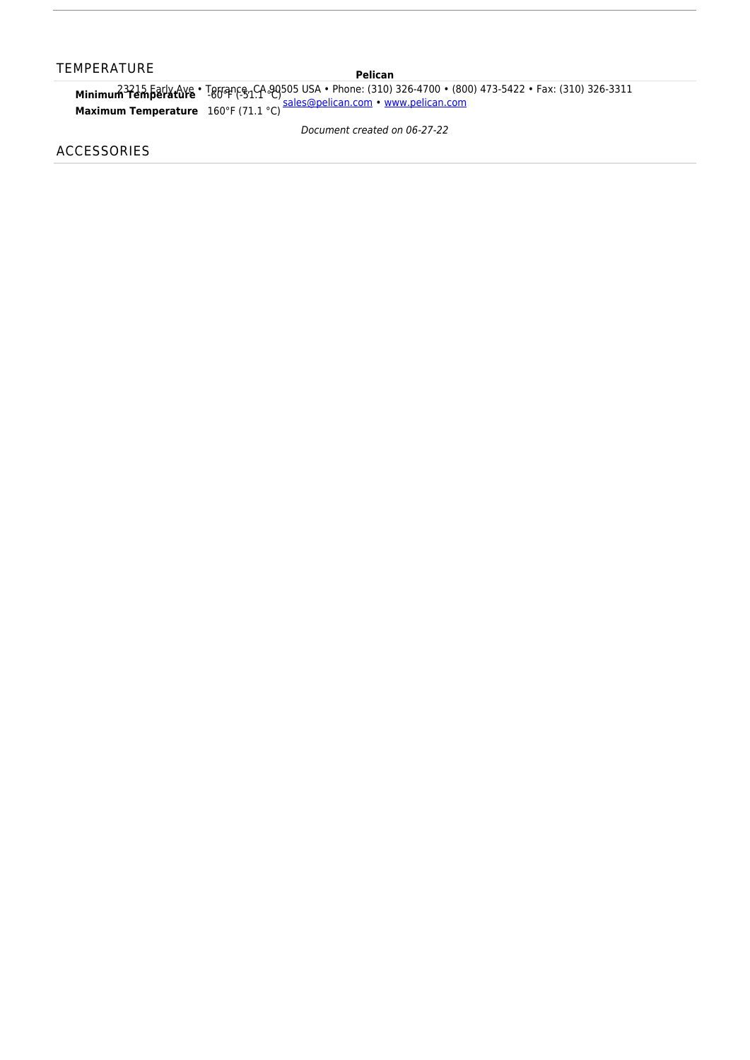## TEMPERATURE

| | |
|---|---|
| **Minimum Temperature** | -60°F (-51.1 °C) |
| **Maximum Temperature** | 160°F (71.1 °C) |

## ACCESSORIES

**Pelican**

23215 Early Ave • Torrance, CA 90505 USA • Phone: (310) 326-4700 • (800) 473-5422 • Fax: (310) 326-3311

sales@pelican.com • www.pelican.com

*Document created on 06-27-22*